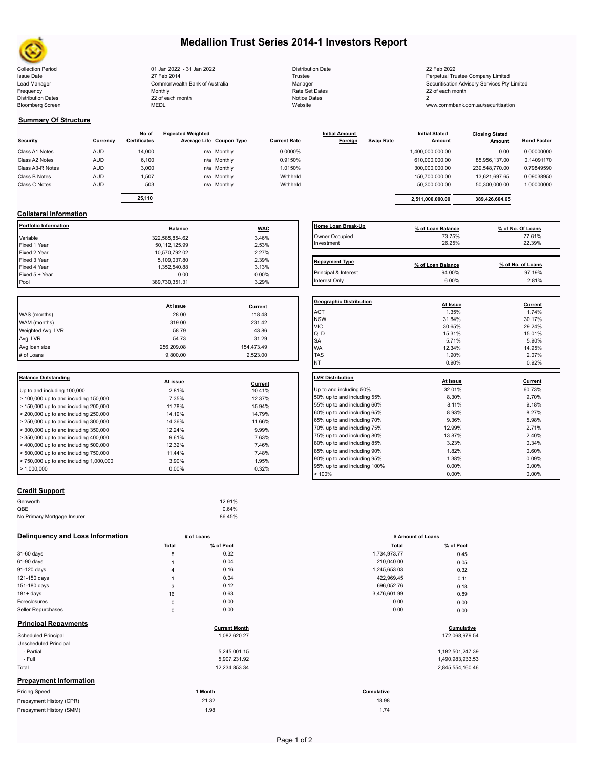# Medallion Trust Series 2014-1 Investors Report

| | | | |
|---|---|---|---|
| Collection Period | 01 Jan 2022 - 31 Jan 2022 | Distribution Date | 22 Feb 2022 |
| Issue Date | 27 Feb 2014 | Trustee | Perpetual Trustee Company Limited |
| Lead Manager | Commonwealth Bank of Australia | Manager | Securitisation Advisory Services Pty Limited |
| Frequency | Monthly | Rate Set Dates | 22 of each month |
| Distribution Dates | 22 of each month | Notice Dates | 2 |
| Bloomberg Screen | MEDL | Website | www.commbank.com.au/securitisation |

## Summary Of Structure

| Security | Currency | No of Certificates | Expected Weighted Average Life | Coupon Type | Current Rate | Initial Amount Foreign | Swap Rate | Initial Stated Amount | Closing Stated Amount | Bond Factor |
|---|---|---|---|---|---|---|---|---|---|---|
| Class A1 Notes | AUD | 14,000 | n/a | Monthly | 0.0000% | | | 1,400,000,000.00 | 0.00 | 0.00000000 |
| Class A2 Notes | AUD | 6,100 | n/a | Monthly | 0.9150% | | | 610,000,000.00 | 85,956,137.00 | 0.14091170 |
| Class A3-R Notes | AUD | 3,000 | n/a | Monthly | 1.0150% | | | 300,000,000.00 | 239,548,770.00 | 0.79849590 |
| Class B Notes | AUD | 1,507 | n/a | Monthly | Withheld | | | 150,700,000.00 | 13,621,697.65 | 0.09038950 |
| Class C Notes | AUD | 503 | n/a | Monthly | Withheld | | | 50,300,000.00 | 50,300,000.00 | 1.00000000 |
| | | 25,110 | | | | | | 2,511,000,000.00 | 389,426,604.65 | |

## Collateral Information

| Portfolio Information | Balance | WAC |
|---|---|---|
| Variable | 322,585,854.62 | 3.46% |
| Fixed 1 Year | 50,112,125.99 | 2.53% |
| Fixed 2 Year | 10,570,792.02 | 2.27% |
| Fixed 3 Year | 5,109,037.80 | 2.39% |
| Fixed 4 Year | 1,352,540.88 | 3.13% |
| Fixed 5 + Year | 0.00 | 0.00% |
| Pool | 389,730,351.31 | 3.29% |

| Home Loan Break-Up | % of Loan Balance | % of No. Of Loans |
|---|---|---|
| Owner Occupied | 73.75% | 77.61% |
| Investment | 26.25% | 22.39% |

| Repayment Type | % of Loan Balance | % of No. of Loans |
|---|---|---|
| Principal & Interest | 94.00% | 97.19% |
| Interest Only | 6.00% | 2.81% |

| | At Issue | Current |
|---|---|---|
| WAS (months) | 28.00 | 118.48 |
| WAM (months) | 319.00 | 231.42 |
| Weighted Avg. LVR | 58.79 | 43.86 |
| Avg. LVR | 54.73 | 31.29 |
| Avg loan size | 256,209.08 | 154,473.49 |
| # of Loans | 9,800.00 | 2,523.00 |

| Geographic Distribution | At Issue | Current |
|---|---|---|
| ACT | 1.35% | 1.74% |
| NSW | 31.84% | 30.17% |
| VIC | 30.65% | 29.24% |
| QLD | 15.31% | 15.01% |
| SA | 5.71% | 5.90% |
| WA | 12.34% | 14.95% |
| TAS | 1.90% | 2.07% |
| NT | 0.90% | 0.92% |

| Balance Outstanding | At issue | Current |
|---|---|---|
| Up to and including 100,000 | 2.81% | 10.41% |
| > 100,000 up to and including 150,000 | 7.35% | 12.37% |
| > 150,000 up to and including 200,000 | 11.78% | 15.94% |
| > 200,000 up to and including 250,000 | 14.19% | 14.79% |
| > 250,000 up to and including 300,000 | 14.36% | 11.66% |
| > 300,000 up to and including 350,000 | 12.24% | 9.99% |
| > 350,000 up to and including 400,000 | 9.61% | 7.63% |
| > 400,000 up to and including 500,000 | 12.32% | 7.46% |
| > 500,000 up to and including 750,000 | 11.44% | 7.48% |
| > 750,000 up to and including 1,000,000 | 3.90% | 1.95% |
| > 1,000,000 | 0.00% | 0.32% |

| LVR Distribution | At issue | Current |
|---|---|---|
| Up to and including 50% | 32.01% | 60.73% |
| 50% up to and including 55% | 8.30% | 9.70% |
| 55% up to and including 60% | 8.11% | 9.18% |
| 60% up to and including 65% | 8.93% | 8.27% |
| 65% up to and including 70% | 9.36% | 5.98% |
| 70% up to and including 75% | 12.99% | 2.71% |
| 75% up to and including 80% | 13.87% | 2.40% |
| 80% up to and including 85% | 3.23% | 0.34% |
| 85% up to and including 90% | 1.82% | 0.60% |
| 90% up to and including 95% | 1.38% | 0.09% |
| 95% up to and including 100% | 0.00% | 0.00% |
| > 100% | 0.00% | 0.00% |

## Credit Support

| | |
|---|---|
| Genworth | 12.91% |
| QBE | 0.64% |
| No Primary Mortgage Insurer | 86.45% |

## Delinquency and Loss Information

| | # of Loans | | $ Amount of Loans | |
|---|---|---|---|---|
| | Total | % of Pool | Total | % of Pool |
| 31-60 days | 8 | 0.32 | 1,734,973.77 | 0.45 |
| 61-90 days | 1 | 0.04 | 210,040.00 | 0.05 |
| 91-120 days | 4 | 0.16 | 1,245,653.03 | 0.32 |
| 121-150 days | 1 | 0.04 | 422,969.45 | 0.11 |
| 151-180 days | 3 | 0.12 | 696,052.76 | 0.18 |
| 181+ days | 16 | 0.63 | 3,476,601.99 | 0.89 |
| Foreclosures | 0 | 0.00 | 0.00 | 0.00 |
| Seller Repurchases | 0 | 0.00 | 0.00 | 0.00 |

## Principal Repayments

| | Current Month | Cumulative |
|---|---|---|
| Scheduled Principal | 1,082,620.27 | 172,068,979.54 |
| Unscheduled Principal | | |
| - Partial | 5,245,001.15 | 1,182,501,247.39 |
| - Full | 5,907,231.92 | 1,490,983,933.53 |
| Total | 12,234,853.34 | 2,845,554,160.46 |

## Prepayment Information

| Pricing Speed | 1 Month | Cumulative |
|---|---|---|
| Prepayment History (CPR) | 21.32 | 18.98 |
| Prepayment History (SMM) | 1.98 | 1.74 |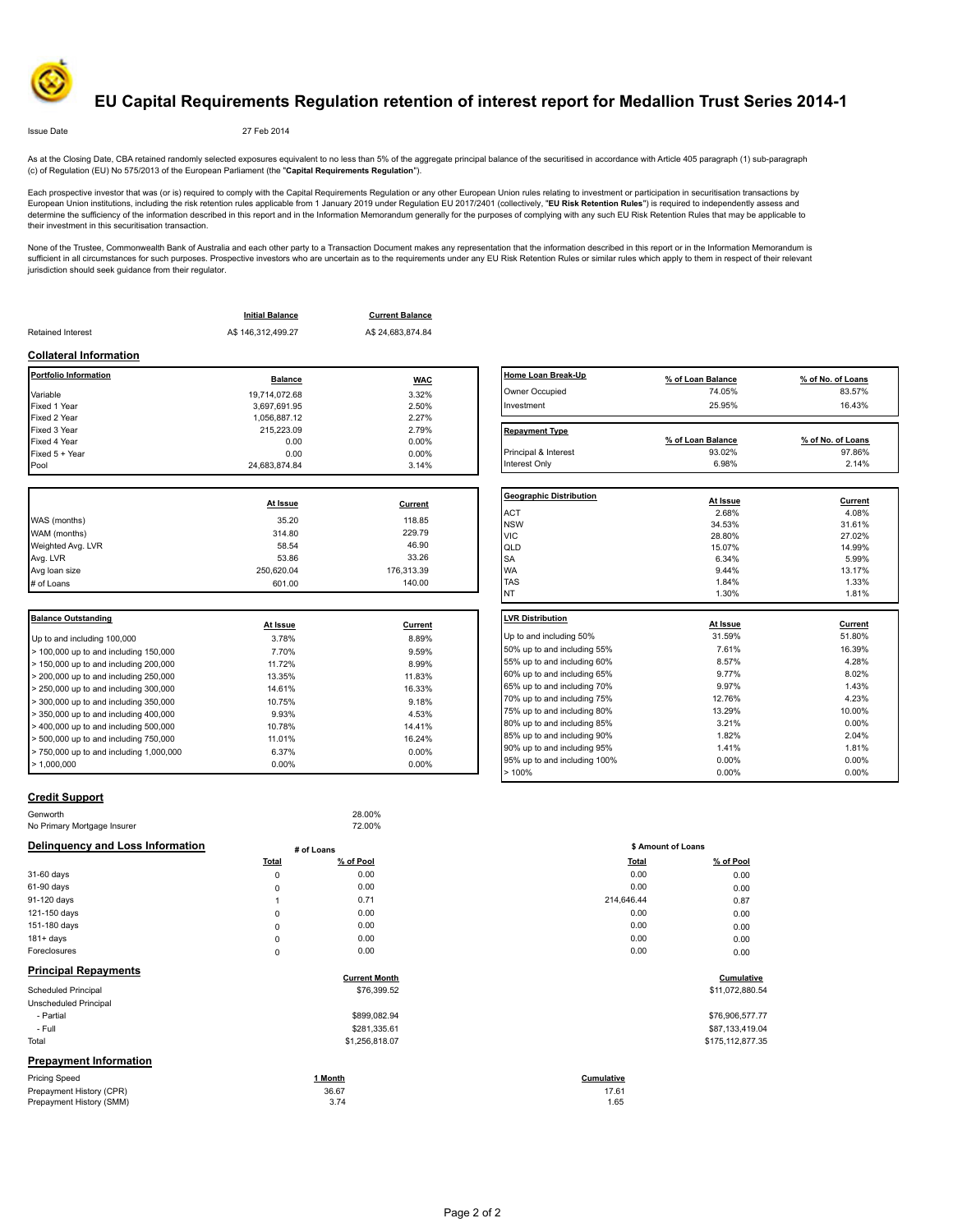# EU Capital Requirements Regulation retention of interest report for Medallion Trust Series 2014-1

Issue Date 27 Feb 2014

As at the Closing Date, CBA retained randomly selected exposures equivalent to no less than 5% of the aggregate principal balance of the securitised in accordance with Article 405 paragraph (1) sub-paragraph (c) of Regulation (EU) No 575/2013 of the European Parliament (the "**Capital Requirements Regulation**").

Each prospective investor that was (or is) required to comply with the Capital Requirements Regulation or any other European Union rules relating to investment or participation in securitisation transactions by European Union institutions, including the risk retention rules applicable from 1 January 2019 under Regulation EU 2017/2401 (collectively, "**EU Risk Retention Rules**") is required to independently assess and determine the sufficiency of the information described in this report and in the Information Memorandum generally for the purposes of complying with any such EU Risk Retention Rules that may be applicable to their investment in this securitisation transaction.

None of the Trustee, Commonwealth Bank of Australia and each other party to a Transaction Document makes any representation that the information described in this report or in the Information Memorandum is sufficient in all circumstances for such purposes. Prospective investors who are uncertain as to the requirements under any EU Risk Retention Rules or similar rules which apply to them in respect of their relevant jurisdiction should seek guidance from their regulator.

| | Initial Balance | Current Balance |
|---|---|---|
| Retained Interest | A$ 146,312,499.27 | A$ 24,683,874.84 |

## Collateral Information

| Portfolio Information | Balance | WAC |
|---|---|---|
| Variable | 19,714,072.68 | 3.32% |
| Fixed 1 Year | 3,697,691.95 | 2.50% |
| Fixed 2 Year | 1,056,887.12 | 2.27% |
| Fixed 3 Year | 215,223.09 | 2.79% |
| Fixed 4 Year | 0.00 | 0.00% |
| Fixed 5 + Year | 0.00 | 0.00% |
| Pool | 24,683,874.84 | 3.14% |

| | At Issue | Current |
|---|---|---|
| WAS (months) | 35.20 | 118.85 |
| WAM (months) | 314.80 | 229.79 |
| Weighted Avg. LVR | 58.54 | 46.90 |
| Avg. LVR | 53.86 | 33.26 |
| Avg loan size | 250,620.04 | 176,313.39 |
| # of Loans | 601.00 | 140.00 |

| Balance Outstanding | At Issue | Current |
|---|---|---|
| Up to and including 100,000 | 3.78% | 8.89% |
| > 100,000 up to and including 150,000 | 7.70% | 9.59% |
| > 150,000 up to and including 200,000 | 11.72% | 8.99% |
| > 200,000 up to and including 250,000 | 13.35% | 11.83% |
| > 250,000 up to and including 300,000 | 14.61% | 16.33% |
| > 300,000 up to and including 350,000 | 10.75% | 9.18% |
| > 350,000 up to and including 400,000 | 9.93% | 4.53% |
| > 400,000 up to and including 500,000 | 10.78% | 14.41% |
| > 500,000 up to and including 750,000 | 11.01% | 16.24% |
| > 750,000 up to and including 1,000,000 | 6.37% | 0.00% |
| > 1,000,000 | 0.00% | 0.00% |

| Home Loan Break-Up | % of Loan Balance | % of No. of Loans |
|---|---|---|
| Owner Occupied | 74.05% | 83.57% |
| Investment | 25.95% | 16.43% |

| Repayment Type | % of Loan Balance | % of No. of Loans |
|---|---|---|
| Principal & Interest | 93.02% | 97.86% |
| Interest Only | 6.98% | 2.14% |

| Geographic Distribution | At Issue | Current |
|---|---|---|
| ACT | 2.68% | 4.08% |
| NSW | 34.53% | 31.61% |
| VIC | 28.80% | 27.02% |
| QLD | 15.07% | 14.99% |
| SA | 6.34% | 5.99% |
| WA | 9.44% | 13.17% |
| TAS | 1.84% | 1.33% |
| NT | 1.30% | 1.81% |

| LVR Distribution | At Issue | Current |
|---|---|---|
| Up to and including 50% | 31.59% | 51.80% |
| 50% up to and including 55% | 7.61% | 16.39% |
| 55% up to and including 60% | 8.57% | 4.28% |
| 60% up to and including 65% | 9.77% | 8.02% |
| 65% up to and including 70% | 9.97% | 1.43% |
| 70% up to and including 75% | 12.76% | 4.23% |
| 75% up to and including 80% | 13.29% | 10.00% |
| 80% up to and including 85% | 3.21% | 0.00% |
| 85% up to and including 90% | 1.82% | 2.04% |
| 90% up to and including 95% | 1.41% | 1.81% |
| 95% up to and including 100% | 0.00% | 0.00% |
| > 100% | 0.00% | 0.00% |

## Credit Support

| | |
|---|---|
| Genworth | 28.00% |
| No Primary Mortgage Insurer | 72.00% |

## Delinquency and Loss Information

| | # of Loans Total | # of Loans % of Pool | \$ Amount of Loans Total | \$ Amount of Loans % of Pool |
|---|---|---|---|---|
| 31-60 days | 0 | 0.00 | 0.00 | 0.00 |
| 61-90 days | 0 | 0.00 | 0.00 | 0.00 |
| 91-120 days | 1 | 0.71 | 214,646.44 | 0.87 |
| 121-150 days | 0 | 0.00 | 0.00 | 0.00 |
| 151-180 days | 0 | 0.00 | 0.00 | 0.00 |
| 181+ days | 0 | 0.00 | 0.00 | 0.00 |
| Foreclosures | 0 | 0.00 | 0.00 | 0.00 |

## Principal Repayments

| | Current Month | Cumulative |
|---|---|---|
| Scheduled Principal | $76,399.52 | $11,072,880.54 |
| Unscheduled Principal | | |
| - Partial | $899,082.94 | $76,906,577.77 |
| - Full | $281,335.61 | $87,133,419.04 |
| Total | $1,256,818.07 | $175,112,877.35 |

## Prepayment Information

| Pricing Speed | 1 Month | Cumulative |
|---|---|---|
| Prepayment History (CPR) | 36.67 | 17.61 |
| Prepayment History (SMM) | 3.74 | 1.65 |